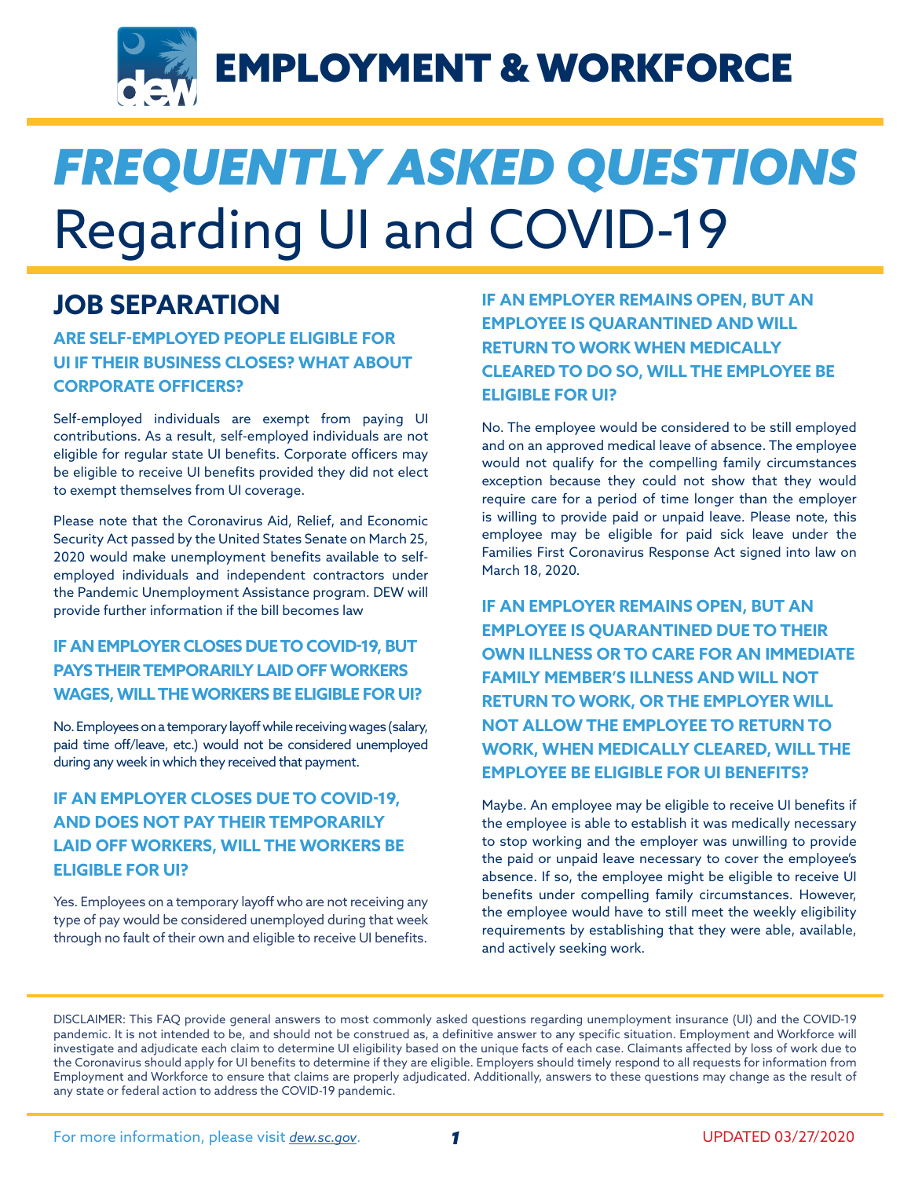# EMPLOYMENT & WORKFORCE

# *FREQUENTLY ASKED QUESTIONS* Regarding UI and COVID-19

## JOB SEPARATION

### ARE SELF-EMPLOYED PEOPLE ELIGIBLE FOR UI IF THEIR BUSINESS CLOSES? WHAT ABOUT CORPORATE OFFICERS?

Self-employed individuals are exempt from paying UI contributions. As a result, self-employed individuals are not eligible for regular state UI benefits. Corporate officers may be eligible to receive UI benefits provided they did not elect to exempt themselves from UI coverage.

Please note that the Coronavirus Aid, Relief, and Economic Security Act passed by the United States Senate on March 25, 2020 would make unemployment benefits available to self-employed individuals and independent contractors under the Pandemic Unemployment Assistance program. DEW will provide further information if the bill becomes law

### IF AN EMPLOYER CLOSES DUE TO COVID-19, BUT PAYS THEIR TEMPORARILY LAID OFF WORKERS WAGES, WILL THE WORKERS BE ELIGIBLE FOR UI?

No. Employees on a temporary layoff while receiving wages (salary, paid time off/leave, etc.) would not be considered unemployed during any week in which they received that payment.

### IF AN EMPLOYER CLOSES DUE TO COVID-19, AND DOES NOT PAY THEIR TEMPORARILY LAID OFF WORKERS, WILL THE WORKERS BE ELIGIBLE FOR UI?

Yes. Employees on a temporary layoff who are not receiving any type of pay would be considered unemployed during that week through no fault of their own and eligible to receive UI benefits.

### IF AN EMPLOYER REMAINS OPEN, BUT AN EMPLOYEE IS QUARANTINED AND WILL RETURN TO WORK WHEN MEDICALLY CLEARED TO DO SO, WILL THE EMPLOYEE BE ELIGIBLE FOR UI?

No. The employee would be considered to be still employed and on an approved medical leave of absence. The employee would not qualify for the compelling family circumstances exception because they could not show that they would require care for a period of time longer than the employer is willing to provide paid or unpaid leave. Please note, this employee may be eligible for paid sick leave under the Families First Coronavirus Response Act signed into law on March 18, 2020.

### IF AN EMPLOYER REMAINS OPEN, BUT AN EMPLOYEE IS QUARANTINED DUE TO THEIR OWN ILLNESS OR TO CARE FOR AN IMMEDIATE FAMILY MEMBER'S ILLNESS AND WILL NOT RETURN TO WORK, OR THE EMPLOYER WILL NOT ALLOW THE EMPLOYEE TO RETURN TO WORK, WHEN MEDICALLY CLEARED, WILL THE EMPLOYEE BE ELIGIBLE FOR UI BENEFITS?

Maybe. An employee may be eligible to receive UI benefits if the employee is able to establish it was medically necessary to stop working and the employer was unwilling to provide the paid or unpaid leave necessary to cover the employee's absence. If so, the employee might be eligible to receive UI benefits under compelling family circumstances. However, the employee would have to still meet the weekly eligibility requirements by establishing that they were able, available, and actively seeking work.

DISCLAIMER: This FAQ provide general answers to most commonly asked questions regarding unemployment insurance (UI) and the COVID-19 pandemic. It is not intended to be, and should not be construed as, a definitive answer to any specific situation. Employment and Workforce will investigate and adjudicate each claim to determine UI eligibility based on the unique facts of each case. Claimants affected by loss of work due to the Coronavirus should apply for UI benefits to determine if they are eligible. Employers should timely respond to all requests for information from Employment and Workforce to ensure that claims are properly adjudicated. Additionally, answers to these questions may change as the result of any state or federal action to address the COVID-19 pandemic.

For more information, please visit *dew.sc.gov*.

UPDATED 03/27/2020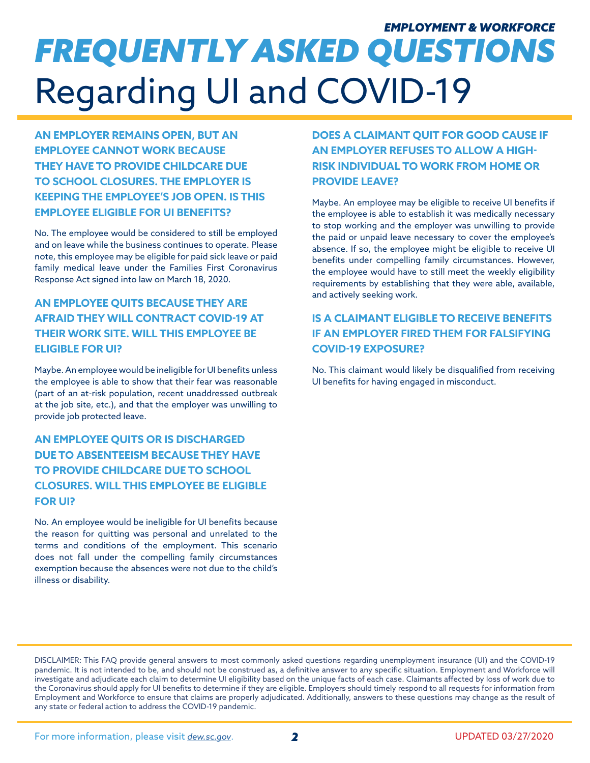# *FREQUENTLY ASKED QUESTIONS* Regarding UI and COVID-19

***EMPLOYMENT & WORKFORCE***

### AN EMPLOYER REMAINS OPEN, BUT AN EMPLOYEE CANNOT WORK BECAUSE THEY HAVE TO PROVIDE CHILDCARE DUE TO SCHOOL CLOSURES. THE EMPLOYER IS KEEPING THE EMPLOYEE'S JOB OPEN. IS THIS EMPLOYEE ELIGIBLE FOR UI BENEFITS?

No. The employee would be considered to still be employed and on leave while the business continues to operate. Please note, this employee may be eligible for paid sick leave or paid family medical leave under the Families First Coronavirus Response Act signed into law on March 18, 2020.

### AN EMPLOYEE QUITS BECAUSE THEY ARE AFRAID THEY WILL CONTRACT COVID-19 AT THEIR WORK SITE. WILL THIS EMPLOYEE BE ELIGIBLE FOR UI?

Maybe. An employee would be ineligible for UI benefits unless the employee is able to show that their fear was reasonable (part of an at-risk population, recent unaddressed outbreak at the job site, etc.), and that the employer was unwilling to provide job protected leave.

### AN EMPLOYEE QUITS OR IS DISCHARGED DUE TO ABSENTEEISM BECAUSE THEY HAVE TO PROVIDE CHILDCARE DUE TO SCHOOL CLOSURES. WILL THIS EMPLOYEE BE ELIGIBLE FOR UI?

No. An employee would be ineligible for UI benefits because the reason for quitting was personal and unrelated to the terms and conditions of the employment. This scenario does not fall under the compelling family circumstances exemption because the absences were not due to the child's illness or disability.

### DOES A CLAIMANT QUIT FOR GOOD CAUSE IF AN EMPLOYER REFUSES TO ALLOW A HIGH-RISK INDIVIDUAL TO WORK FROM HOME OR PROVIDE LEAVE?

Maybe. An employee may be eligible to receive UI benefits if the employee is able to establish it was medically necessary to stop working and the employer was unwilling to provide the paid or unpaid leave necessary to cover the employee's absence. If so, the employee might be eligible to receive UI benefits under compelling family circumstances. However, the employee would have to still meet the weekly eligibility requirements by establishing that they were able, available, and actively seeking work.

### IS A CLAIMANT ELIGIBLE TO RECEIVE BENEFITS IF AN EMPLOYER FIRED THEM FOR FALSIFYING COVID-19 EXPOSURE?

No. This claimant would likely be disqualified from receiving UI benefits for having engaged in misconduct.

DISCLAIMER: This FAQ provide general answers to most commonly asked questions regarding unemployment insurance (UI) and the COVID-19 pandemic. It is not intended to be, and should not be construed as, a definitive answer to any specific situation. Employment and Workforce will investigate and adjudicate each claim to determine UI eligibility based on the unique facts of each case. Claimants affected by loss of work due to the Coronavirus should apply for UI benefits to determine if they are eligible. Employers should timely respond to all requests for information from Employment and Workforce to ensure that claims are properly adjudicated. Additionally, answers to these questions may change as the result of any state or federal action to address the COVID-19 pandemic.

For more information, please visit *dew.sc.gov*.

UPDATED 03/27/2020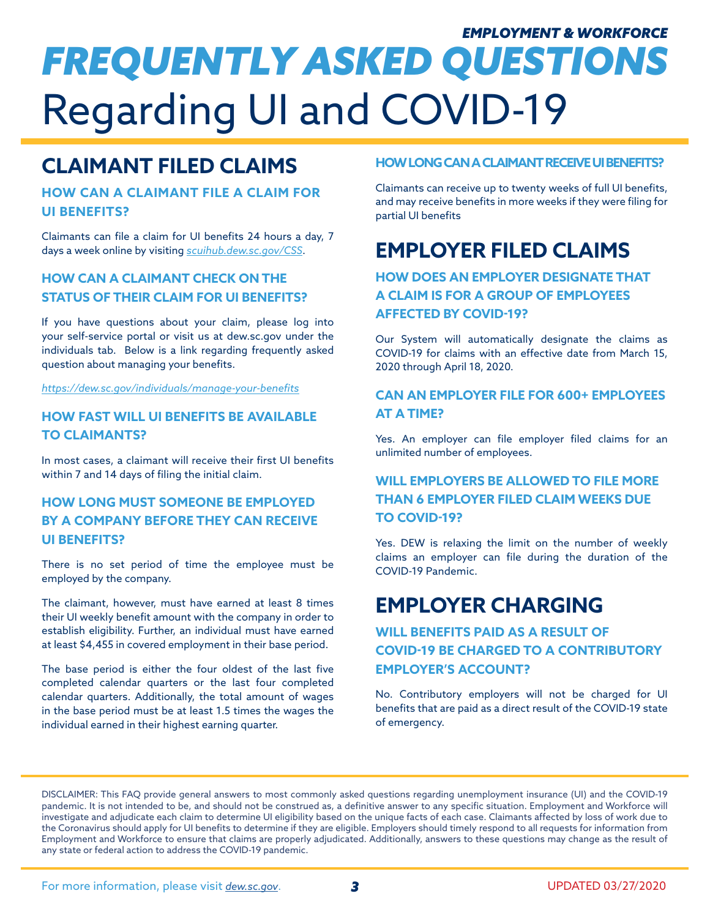EMPLOYMENT & WORKFORCE

# FREQUENTLY ASKED QUESTIONS Regarding UI and COVID-19

## CLAIMANT FILED CLAIMS

### HOW CAN A CLAIMANT FILE A CLAIM FOR UI BENEFITS?

Claimants can file a claim for UI benefits 24 hours a day, 7 days a week online by visiting *scuihub.dew.sc.gov/CSS*.

### HOW CAN A CLAIMANT CHECK ON THE STATUS OF THEIR CLAIM FOR UI BENEFITS?

If you have questions about your claim, please log into your self-service portal or visit us at dew.sc.gov under the individuals tab. Below is a link regarding frequently asked question about managing your benefits.

*https://dew.sc.gov/individuals/manage-your-benefits*

### HOW FAST WILL UI BENEFITS BE AVAILABLE TO CLAIMANTS?

In most cases, a claimant will receive their first UI benefits within 7 and 14 days of filing the initial claim.

### HOW LONG MUST SOMEONE BE EMPLOYED BY A COMPANY BEFORE THEY CAN RECEIVE UI BENEFITS?

There is no set period of time the employee must be employed by the company.

The claimant, however, must have earned at least 8 times their UI weekly benefit amount with the company in order to establish eligibility. Further, an individual must have earned at least $4,455 in covered employment in their base period.

The base period is either the four oldest of the last five completed calendar quarters or the last four completed calendar quarters. Additionally, the total amount of wages in the base period must be at least 1.5 times the wages the individual earned in their highest earning quarter.

### HOW LONG CAN A CLAIMANT RECEIVE UI BENEFITS?

Claimants can receive up to twenty weeks of full UI benefits, and may receive benefits in more weeks if they were filing for partial UI benefits

## EMPLOYER FILED CLAIMS

### HOW DOES AN EMPLOYER DESIGNATE THAT A CLAIM IS FOR A GROUP OF EMPLOYEES AFFECTED BY COVID-19?

Our System will automatically designate the claims as COVID-19 for claims with an effective date from March 15, 2020 through April 18, 2020.

### CAN AN EMPLOYER FILE FOR 600+ EMPLOYEES AT A TIME?

Yes. An employer can file employer filed claims for an unlimited number of employees.

### WILL EMPLOYERS BE ALLOWED TO FILE MORE THAN 6 EMPLOYER FILED CLAIM WEEKS DUE TO COVID-19?

Yes. DEW is relaxing the limit on the number of weekly claims an employer can file during the duration of the COVID-19 Pandemic.

## EMPLOYER CHARGING

### WILL BENEFITS PAID AS A RESULT OF COVID-19 BE CHARGED TO A CONTRIBUTORY EMPLOYER'S ACCOUNT?

No. Contributory employers will not be charged for UI benefits that are paid as a direct result of the COVID-19 state of emergency.

DISCLAIMER: This FAQ provide general answers to most commonly asked questions regarding unemployment insurance (UI) and the COVID-19 pandemic. It is not intended to be, and should not be construed as, a definitive answer to any specific situation. Employment and Workforce will investigate and adjudicate each claim to determine UI eligibility based on the unique facts of each case. Claimants affected by loss of work due to the Coronavirus should apply for UI benefits to determine if they are eligible. Employers should timely respond to all requests for information from Employment and Workforce to ensure that claims are properly adjudicated. Additionally, answers to these questions may change as the result of any state or federal action to address the COVID-19 pandemic.

For more information, please visit *dew.sc.gov*.

UPDATED 03/27/2020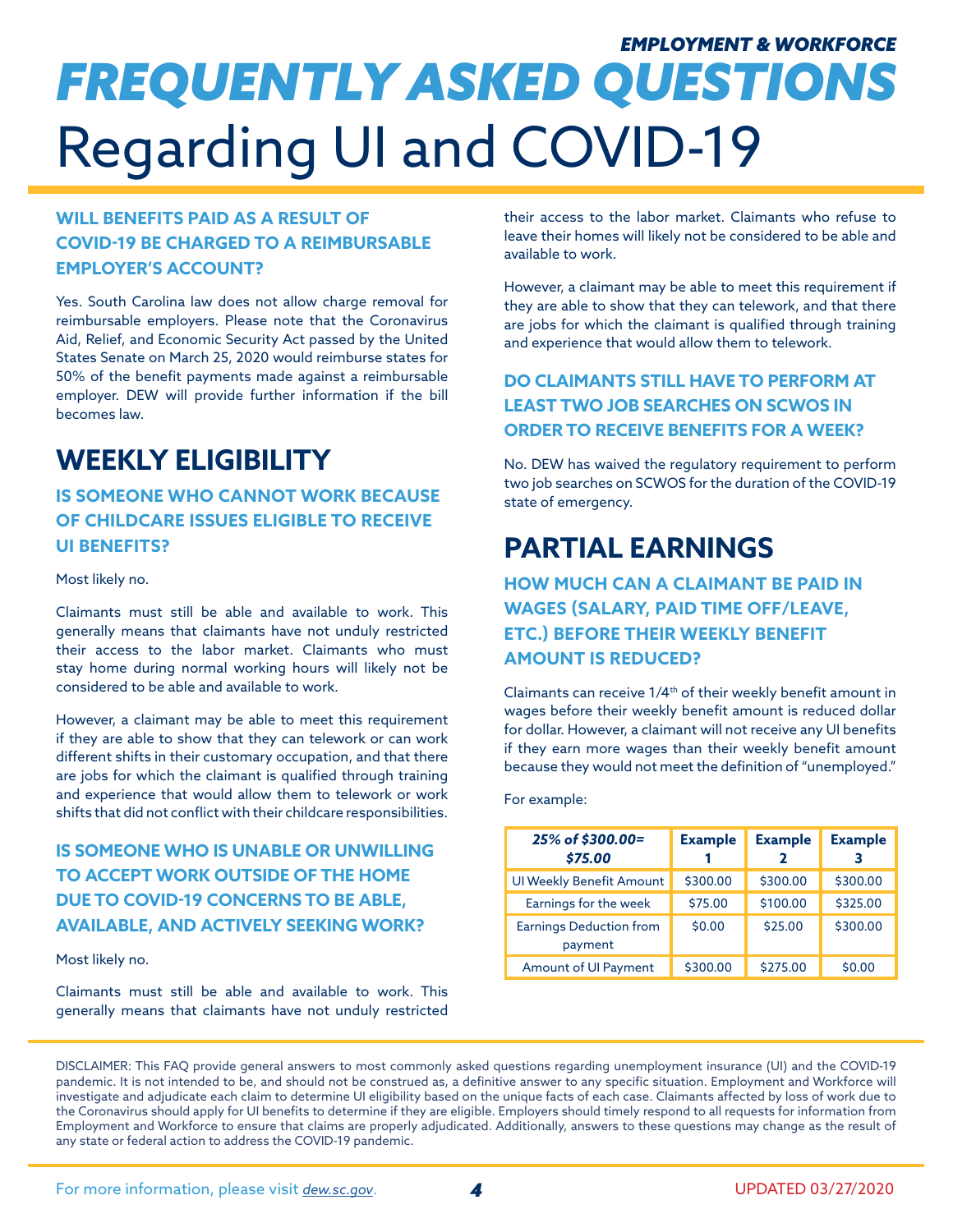EMPLOYMENT & WORKFORCE

# *FREQUENTLY ASKED QUESTIONS*
# Regarding UI and COVID-19

### WILL BENEFITS PAID AS A RESULT OF COVID-19 BE CHARGED TO A REIMBURSABLE EMPLOYER'S ACCOUNT?

Yes. South Carolina law does not allow charge removal for reimbursable employers. Please note that the Coronavirus Aid, Relief, and Economic Security Act passed by the United States Senate on March 25, 2020 would reimburse states for 50% of the benefit payments made against a reimbursable employer. DEW will provide further information if the bill becomes law.

## WEEKLY ELIGIBILITY

### IS SOMEONE WHO CANNOT WORK BECAUSE OF CHILDCARE ISSUES ELIGIBLE TO RECEIVE UI BENEFITS?

Most likely no.

Claimants must still be able and available to work. This generally means that claimants have not unduly restricted their access to the labor market. Claimants who must stay home during normal working hours will likely not be considered to be able and available to work.

However, a claimant may be able to meet this requirement if they are able to show that they can telework or can work different shifts in their customary occupation, and that there are jobs for which the claimant is qualified through training and experience that would allow them to telework or work shifts that did not conflict with their childcare responsibilities.

### IS SOMEONE WHO IS UNABLE OR UNWILLING TO ACCEPT WORK OUTSIDE OF THE HOME DUE TO COVID-19 CONCERNS TO BE ABLE, AVAILABLE, AND ACTIVELY SEEKING WORK?

Most likely no.

Claimants must still be able and available to work. This generally means that claimants have not unduly restricted their access to the labor market. Claimants who refuse to leave their homes will likely not be considered to be able and available to work.

However, a claimant may be able to meet this requirement if they are able to show that they can telework, and that there are jobs for which the claimant is qualified through training and experience that would allow them to telework.

### DO CLAIMANTS STILL HAVE TO PERFORM AT LEAST TWO JOB SEARCHES ON SCWOS IN ORDER TO RECEIVE BENEFITS FOR A WEEK?

No. DEW has waived the regulatory requirement to perform two job searches on SCWOS for the duration of the COVID-19 state of emergency.

## PARTIAL EARNINGS

### HOW MUCH CAN A CLAIMANT BE PAID IN WAGES (SALARY, PAID TIME OFF/LEAVE, ETC.) BEFORE THEIR WEEKLY BENEFIT AMOUNT IS REDUCED?

Claimants can receive 1/4th of their weekly benefit amount in wages before their weekly benefit amount is reduced dollar for dollar. However, a claimant will not receive any UI benefits if they earn more wages than their weekly benefit amount because they would not meet the definition of "unemployed."

For example:

| *25% of $300.00= $75.00* | Example 1 | Example 2 | Example 3 |
|---|---|---|---|
| UI Weekly Benefit Amount | $300.00 | $300.00 | $300.00 |
| Earnings for the week | $75.00 | $100.00 | $325.00 |
| Earnings Deduction from payment | $0.00 | $25.00 | $300.00 |
| Amount of UI Payment | $300.00 | $275.00 | $0.00 |

DISCLAIMER: This FAQ provide general answers to most commonly asked questions regarding unemployment insurance (UI) and the COVID-19 pandemic. It is not intended to be, and should not be construed as, a definitive answer to any specific situation. Employment and Workforce will investigate and adjudicate each claim to determine UI eligibility based on the unique facts of each case. Claimants affected by loss of work due to the Coronavirus should apply for UI benefits to determine if they are eligible. Employers should timely respond to all requests for information from Employment and Workforce to ensure that claims are properly adjudicated. Additionally, answers to these questions may change as the result of any state or federal action to address the COVID-19 pandemic.

For more information, please visit *dew.sc.gov*.

UPDATED 03/27/2020